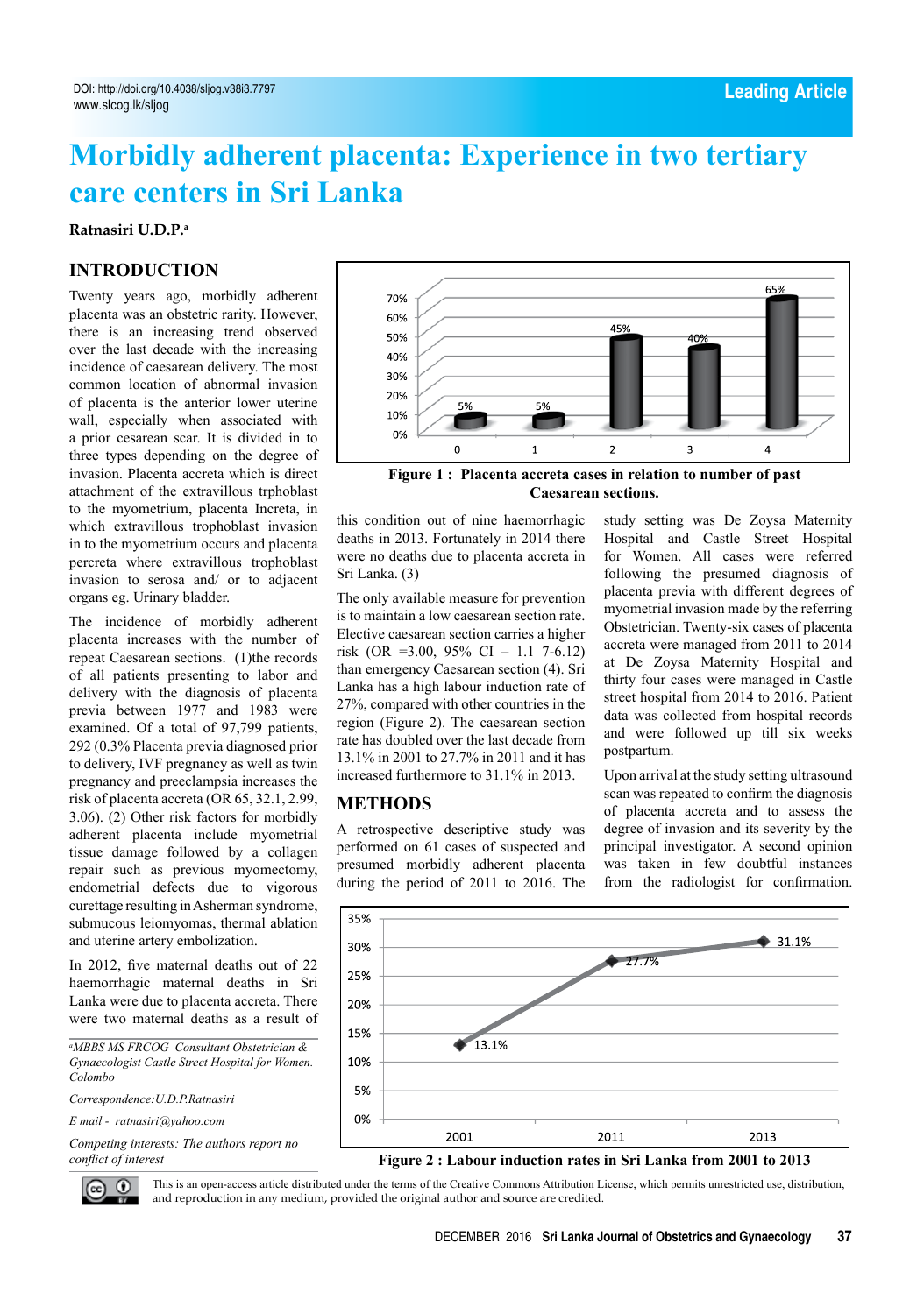# Morbidly adherent placenta: Experience in two tertiary care centers in Sri Lanka

**Ratnasiri U.D.P.**[a]

## INTRODUCTION

Twenty years ago, morbidly adherent placenta was an obstetric rarity. However, there is an increasing trend observed over the last decade with the increasing incidence of caesarean delivery. The most common location of abnormal invasion of placenta is the anterior lower uterine wall, especially when associated with a prior cesarean scar. It is divided in to three types depending on the degree of invasion. Placenta accreta which is direct attachment of the extravillous trphoblast to the myometrium, placenta Increta, in which extravillous trophoblast invasion in to the myometrium occurs and placenta percreta where extravillous trophoblast invasion to serosa and/ or to adjacent organs eg. Urinary bladder.

The incidence of morbidly adherent placenta increases with the number of repeat Caesarean sections. (1)the records of all patients presenting to labor and delivery with the diagnosis of placenta previa between 1977 and 1983 were examined. Of a total of 97,799 patients, 292 (0.3% Placenta previa diagnosed prior to delivery, IVF pregnancy as well as twin pregnancy and preeclampsia increases the risk of placenta accreta (OR 65, 32.1, 2.99, 3.06). (2) Other risk factors for morbidly adherent placenta include myometrial tissue damage followed by a collagen repair such as previous myomectomy, endometrial defects due to vigorous curettage resulting in Asherman syndrome, submucous leiomyomas, thermal ablation and uterine artery embolization.

In 2012, five maternal deaths out of 22 haemorrhagic maternal deaths in Sri Lanka were due to placenta accreta. There were two maternal deaths as a result of this condition out of nine haemorrhagic deaths in 2013. Fortunately in 2014 there were no deaths due to placenta accreta in Sri Lanka. (3)

The only available measure for prevention is to maintain a low caesarean section rate. Elective caesarean section carries a higher risk (OR =3.00, 95% CI – 1.1 7-6.12) than emergency Caesarean section (4). Sri Lanka has a high labour induction rate of 27%, compared with other countries in the region (Figure 2). The caesarean section rate has doubled over the last decade from 13.1% in 2001 to 27.7% in 2011 and it has increased furthermore to 31.1% in 2013.

**Figure 1 : Placenta accreta cases in relation to number of past Caesarean sections.**

| Number of past Caesarean sections | 0 | 1 | 2 | 3 | 4 |
|---|---|---|---|---|---|
| Placenta accreta cases | 5% | 5% | 45% | 40% | 65% |

## METHODS

A retrospective descriptive study was performed on 61 cases of suspected and presumed morbidly adherent placenta during the period of 2011 to 2016. The study setting was De Zoysa Maternity Hospital and Castle Street Hospital for Women. All cases were referred following the presumed diagnosis of placenta previa with different degrees of myometrial invasion made by the referring Obstetrician. Twenty-six cases of placenta accreta were managed from 2011 to 2014 at De Zoysa Maternity Hospital and thirty four cases were managed in Castle street hospital from 2014 to 2016. Patient data was collected from hospital records and were followed up till six weeks postpartum.

Upon arrival at the study setting ultrasound scan was repeated to confirm the diagnosis of placenta accreta and to assess the degree of invasion and its severity by the principal investigator. A second opinion was taken in few doubtful instances from the radiologist for confirmation.

**Figure 2 : Labour induction rates in Sri Lanka from 2001 to 2013**

| Year | 2001 | 2011 | 2013 |
|---|---|---|---|
| Rate | 13.1% | 27.7% | 31.1% |

[a]*MBBS MS FRCOG Consultant Obstetrician & Gynaecologist Castle Street Hospital for Women. Colombo*

*Correspondence: U.D.P.Ratnasiri*

*E mail - ratnasiri@yahoo.com*

*Competing interests: The authors report no conflict of interest*

This is an open-access article distributed under the terms of the Creative Commons Attribution License, which permits unrestricted use, distribution, and reproduction in any medium, provided the original author and source are credited.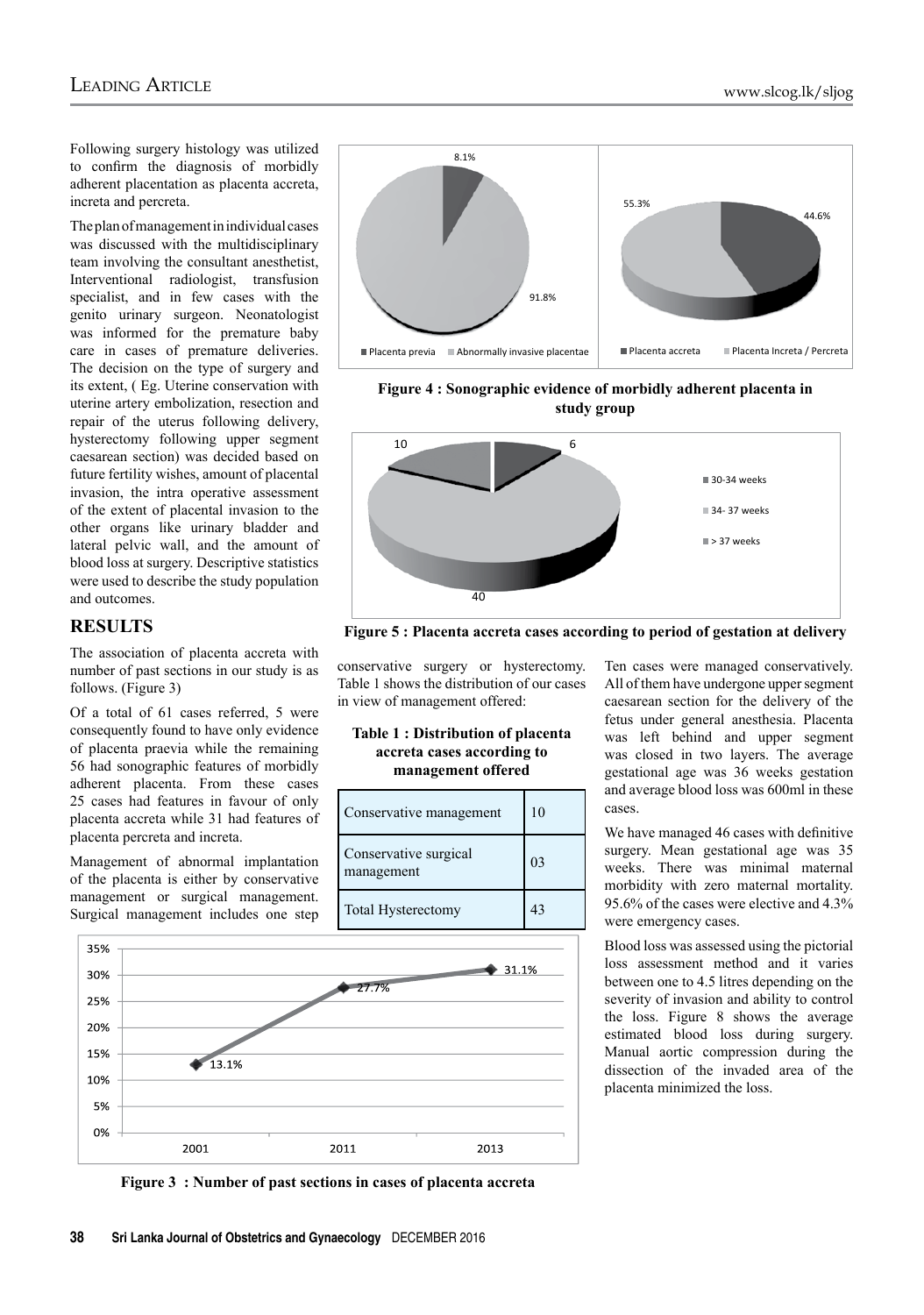Following surgery histology was utilized to confirm the diagnosis of morbidly adherent placentation as placenta accreta, increta and percreta.

The plan of management in individual cases was discussed with the multidisciplinary team involving the consultant anesthetist, Interventional radiologist, transfusion specialist, and in few cases with the genito urinary surgeon. Neonatologist was informed for the premature baby care in cases of premature deliveries. The decision on the type of surgery and its extent, ( Eg. Uterine conservation with uterine artery embolization, resection and repair of the uterus following delivery, hysterectomy following upper segment caesarean section) was decided based on future fertility wishes, amount of placental invasion, the intra operative assessment of the extent of placental invasion to the other organs like urinary bladder and lateral pelvic wall, and the amount of blood loss at surgery. Descriptive statistics were used to describe the study population and outcomes.

## RESULTS

The association of placenta accreta with number of past sections in our study is as follows. (Figure 3)

Of a total of 61 cases referred, 5 were consequently found to have only evidence of placenta praevia while the remaining 56 had sonographic features of morbidly adherent placenta. From these cases 25 cases had features in favour of only placenta accreta while 31 had features of placenta percreta and increta.

Management of abnormal implantation of the placenta is either by conservative management or surgical management. Surgical management includes one step conservative surgery or hysterectomy. Table 1 shows the distribution of our cases in view of management offered:

**Table 1 : Distribution of placenta accreta cases according to management offered**

| | |
|---|---|
| Conservative management | 10 |
| Conservative surgical management | 03 |
| Total Hysterectomy | 43 |

Ten cases were managed conservatively. All of them have undergone upper segment caesarean section for the delivery of the fetus under general anesthesia. Placenta was left behind and upper segment was closed in two layers. The average gestational age was 36 weeks gestation and average blood loss was 600ml in these cases.

We have managed 46 cases with definitive surgery. Mean gestational age was 35 weeks. There was minimal maternal morbidity with zero maternal mortality. 95.6% of the cases were elective and 4.3% were emergency cases.

Blood loss was assessed using the pictorial loss assessment method and it varies between one to 4.5 litres depending on the severity of invasion and ability to control the loss. Figure 8 shows the average estimated blood loss during surgery. Manual aortic compression during the dissection of the invaded area of the placenta minimized the loss.

**Figure 4 : Sonographic evidence of morbidly adherent placenta in study group**

**Figure 5 : Placenta accreta cases according to period of gestation at delivery**

**Figure 3 : Number of past sections in cases of placenta accreta**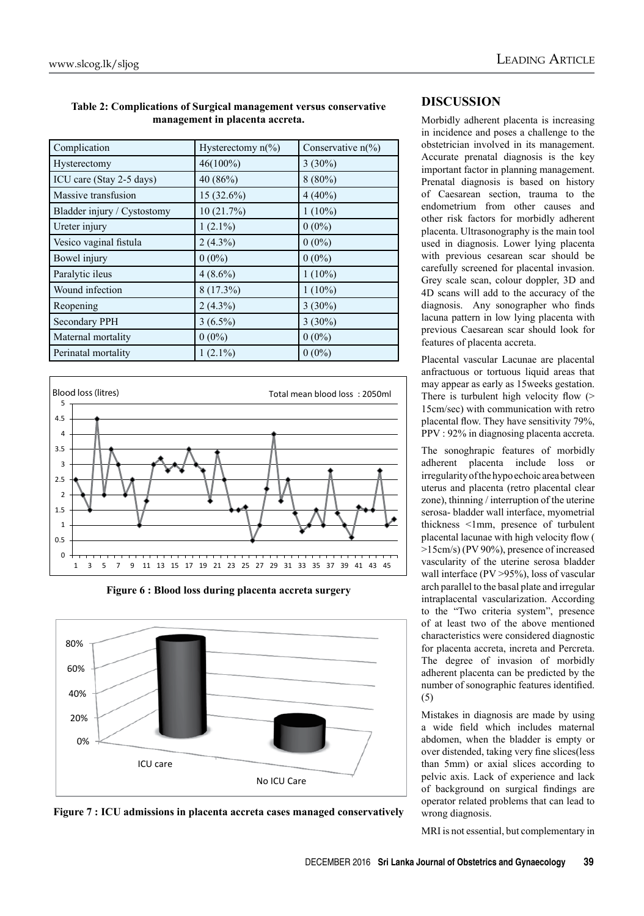**Table 2: Complications of Surgical management versus conservative management in placenta accreta.**

| Complication | Hysterectomy n(%) | Conservative n(%) |
|---|---|---|
| Hysterectomy | 46(100%) | 3 (30%) |
| ICU care (Stay 2-5 days) | 40 (86%) | 8 (80%) |
| Massive transfusion | 15 (32.6%) | 4 (40%) |
| Bladder injury / Cystostomy | 10 (21.7%) | 1 (10%) |
| Ureter injury | 1 (2.1%) | 0 (0%) |
| Vesico vaginal fistula | 2 (4.3%) | 0 (0%) |
| Bowel injury | 0 (0%) | 0 (0%) |
| Paralytic ileus | 4 (8.6%) | 1 (10%) |
| Wound infection | 8 (17.3%) | 1 (10%) |
| Reopening | 2 (4.3%) | 3 (30%) |
| Secondary PPH | 3 (6.5%) | 3 (30%) |
| Maternal mortality | 0 (0%) | 0 (0%) |
| Perinatal mortality | 1 (2.1%) | 0 (0%) |

Blood loss (litres) — Total mean blood loss : 2050ml

**Figure 6 : Blood loss during placenta accreta surgery**

**Figure 7 : ICU admissions in placenta accreta cases managed conservatively**

## DISCUSSION

Morbidly adherent placenta is increasing in incidence and poses a challenge to the obstetrician involved in its management. Accurate prenatal diagnosis is the key important factor in planning management. Prenatal diagnosis is based on history of Caesarean section, trauma to the endometrium from other causes and other risk factors for morbidly adherent placenta. Ultrasonography is the main tool used in diagnosis. Lower lying placenta with previous cesarean scar should be carefully screened for placental invasion. Grey scale scan, colour doppler, 3D and 4D scans will add to the accuracy of the diagnosis. Any sonographer who finds lacuna pattern in low lying placenta with previous Caesarean scar should look for features of placenta accreta.

Placental vascular Lacunae are placental anfractuous or tortuous liquid areas that may appear as early as 15weeks gestation. There is turbulent high velocity flow (> 15cm/sec) with communication with retro placental flow. They have sensitivity 79%, PPV : 92% in diagnosing placenta accreta.

The sonoghrapic features of morbidly adherent placenta include loss or irregularity of the hypo echoic area between uterus and placenta (retro placental clear zone), thinning / interruption of the uterine serosa- bladder wall interface, myometrial thickness <1mm, presence of turbulent placental lacunae with high velocity flow ( >15cm/s) (PV 90%), presence of increased vascularity of the uterine serosa bladder wall interface (PV >95%), loss of vascular arch parallel to the basal plate and irregular intraplacental vascularization. According to the "Two criteria system", presence of at least two of the above mentioned characteristics were considered diagnostic for placenta accreta, increta and Percreta. The degree of invasion of morbidly adherent placenta can be predicted by the number of sonographic features identified. (5)

Mistakes in diagnosis are made by using a wide field which includes maternal abdomen, when the bladder is empty or over distended, taking very fine slices(less than 5mm) or axial slices according to pelvic axis. Lack of experience and lack of background on surgical findings are operator related problems that can lead to wrong diagnosis.

MRI is not essential, but complementary in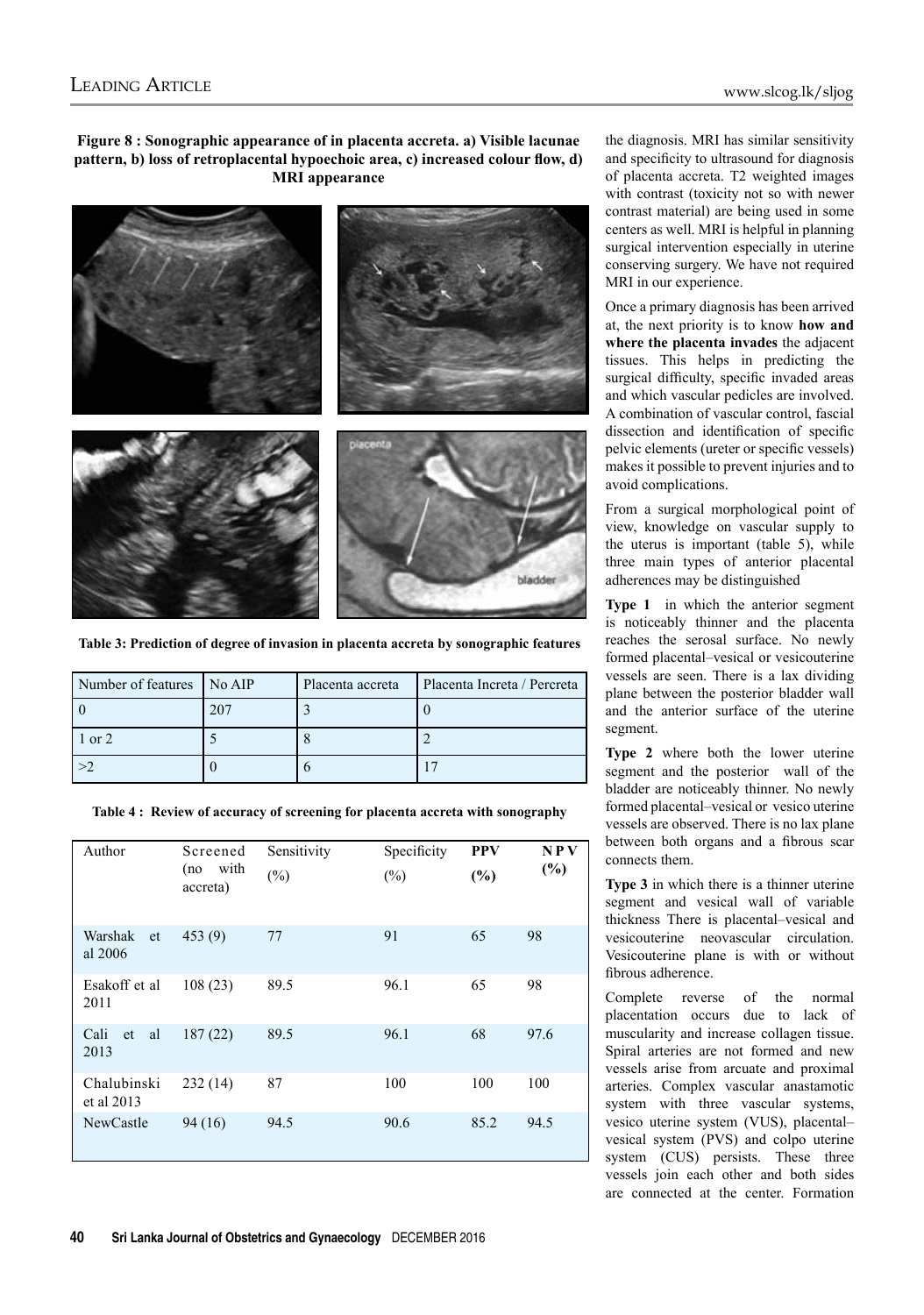**Figure 8 : Sonographic appearance of in placenta accreta. a) Visible lacunae pattern, b) loss of retroplacental hypoechoic area, c) increased colour flow, d) MRI appearance**

**Table 3: Prediction of degree of invasion in placenta accreta by sonographic features**

| Number of features | No AIP | Placenta accreta | Placenta Increta / Percreta |
|---|---|---|---|
| 0 | 207 | 3 | 0 |
| 1 or 2 | 5 | 8 | 2 |
| >2 | 0 | 6 | 17 |

**Table 4 : Review of accuracy of screening for placenta accreta with sonography**

| Author | Screened (no with accreta) | Sensitivity (%) | Specificity (%) | PPV (%) | NPV (%) |
|---|---|---|---|---|---|
| Warshak et al 2006 | 453 (9) | 77 | 91 | 65 | 98 |
| Esakoff et al 2011 | 108 (23) | 89.5 | 96.1 | 65 | 98 |
| Cali et al 2013 | 187 (22) | 89.5 | 96.1 | 68 | 97.6 |
| Chalubinski et al 2013 | 232 (14) | 87 | 100 | 100 | 100 |
| NewCastle | 94 (16) | 94.5 | 90.6 | 85.2 | 94.5 |

the diagnosis. MRI has similar sensitivity and specificity to ultrasound for diagnosis of placenta accreta. T2 weighted images with contrast (toxicity not so with newer contrast material) are being used in some centers as well. MRI is helpful in planning surgical intervention especially in uterine conserving surgery. We have not required MRI in our experience.

Once a primary diagnosis has been arrived at, the next priority is to know **how and where the placenta invades** the adjacent tissues. This helps in predicting the surgical difficulty, specific invaded areas and which vascular pedicles are involved. A combination of vascular control, fascial dissection and identification of specific pelvic elements (ureter or specific vessels) makes it possible to prevent injuries and to avoid complications.

From a surgical morphological point of view, knowledge on vascular supply to the uterus is important (table 5), while three main types of anterior placental adherences may be distinguished

**Type 1** in which the anterior segment is noticeably thinner and the placenta reaches the serosal surface. No newly formed placental–vesical or vesicouterine vessels are seen. There is a lax dividing plane between the posterior bladder wall and the anterior surface of the uterine segment.

**Type 2** where both the lower uterine segment and the posterior wall of the bladder are noticeably thinner. No newly formed placental–vesical or vesico uterine vessels are observed. There is no lax plane between both organs and a fibrous scar connects them.

**Type 3** in which there is a thinner uterine segment and vesical wall of variable thickness There is placental–vesical and vesicouterine neovascular circulation. Vesicouterine plane is with or without fibrous adherence.

Complete reverse of the normal placentation occurs due to lack of muscularity and increase collagen tissue. Spiral arteries are not formed and new vessels arise from arcuate and proximal arteries. Complex vascular anastamotic system with three vascular systems, vesico uterine system (VUS), placental–vesical system (PVS) and colpo uterine system (CUS) persists. These three vessels join each other and both sides are connected at the center. Formation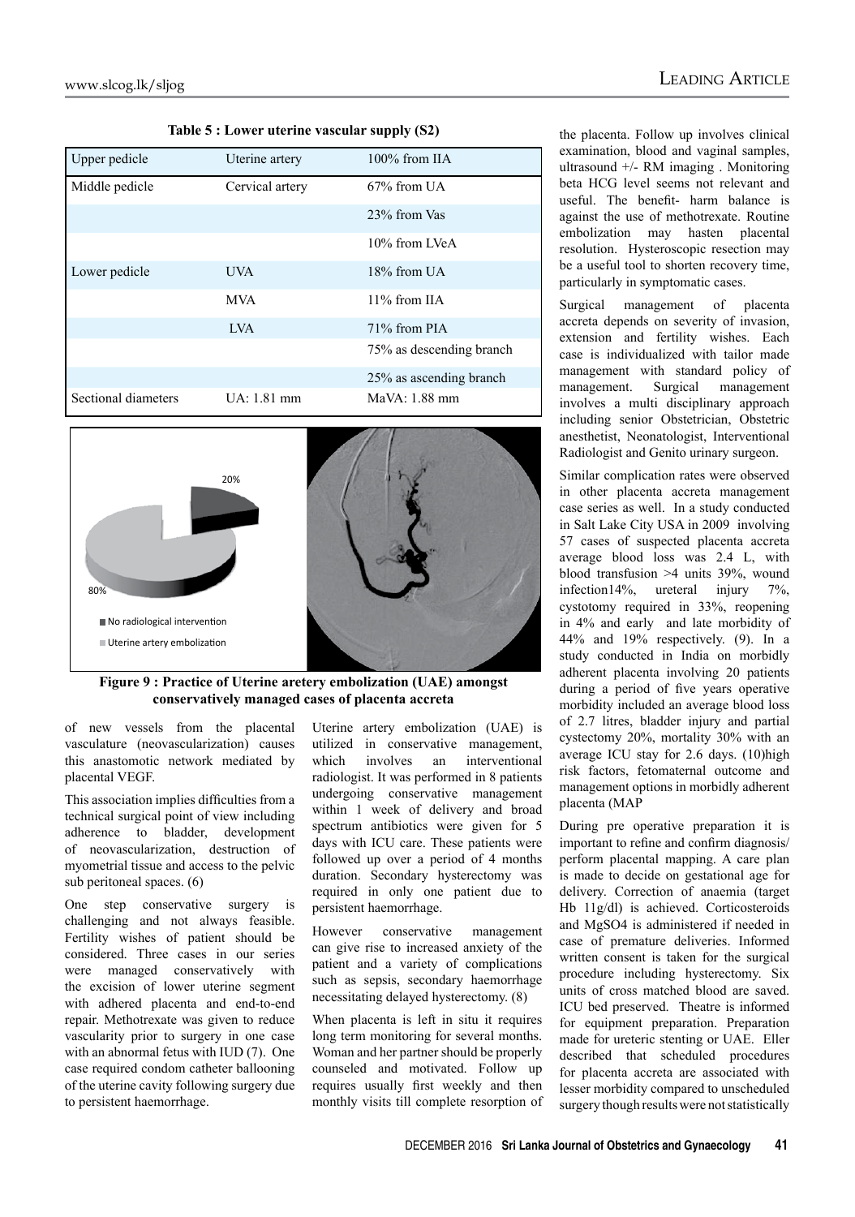**Table 5 : Lower uterine vascular supply (S2)**

| Upper pedicle | Uterine artery | 100% from IIA |
|---|---|---|
| Middle pedicle | Cervical artery | 67% from UA |
| | | 23% from Vas |
| | | 10% from LVeA |
| Lower pedicle | UVA | 18% from UA |
| | MVA | 11% from IIA |
| | LVA | 71% from PIA |
| | | 75% as descending branch |
| | | 25% as ascending branch |
| Sectional diameters | UA: 1.81 mm | MaVA: 1.88 mm |

**Figure 9 : Practice of Uterine aretery embolization (UAE) amongst conservatively managed cases of placenta accreta**

of new vessels from the placental vasculature (neovascularization) causes this anastomotic network mediated by placental VEGF.

This association implies difficulties from a technical surgical point of view including adherence to bladder, development of neovascularization, destruction of myometrial tissue and access to the pelvic sub peritoneal spaces. (6)

One step conservative surgery is challenging and not always feasible. Fertility wishes of patient should be considered. Three cases in our series were managed conservatively with the excision of lower uterine segment with adhered placenta and end-to-end repair. Methotrexate was given to reduce vascularity prior to surgery in one case with an abnormal fetus with IUD (7). One case required condom catheter ballooning of the uterine cavity following surgery due to persistent haemorrhage.

Uterine artery embolization (UAE) is utilized in conservative management, which involves an interventional radiologist. It was performed in 8 patients undergoing conservative management within 1 week of delivery and broad spectrum antibiotics were given for 5 days with ICU care. These patients were followed up over a period of 4 months duration. Secondary hysterectomy was required in only one patient due to persistent haemorrhage.

However conservative management can give rise to increased anxiety of the patient and a variety of complications such as sepsis, secondary haemorrhage necessitating delayed hysterectomy. (8)

When placenta is left in situ it requires long term monitoring for several months. Woman and her partner should be properly counseled and motivated. Follow up requires usually first weekly and then monthly visits till complete resorption of the placenta. Follow up involves clinical examination, blood and vaginal samples, ultrasound +/- RM imaging . Monitoring beta HCG level seems not relevant and useful. The benefit- harm balance is against the use of methotrexate. Routine embolization may hasten placental resolution. Hysteroscopic resection may be a useful tool to shorten recovery time, particularly in symptomatic cases.

Surgical management of placenta accreta depends on severity of invasion, extension and fertility wishes. Each case is individualized with tailor made management with standard policy of management. Surgical management involves a multi disciplinary approach including senior Obstetrician, Obstetric anesthetist, Neonatologist, Interventional Radiologist and Genito urinary surgeon.

Similar complication rates were observed in other placenta accreta management case series as well. In a study conducted in Salt Lake City USA in 2009 involving 57 cases of suspected placenta accreta average blood loss was 2.4 L, with blood transfusion >4 units 39%, wound infection14%, ureteral injury 7%, cystotomy required in 33%, reopening in 4% and early and late morbidity of 44% and 19% respectively. (9). In a study conducted in India on morbidly adherent placenta involving 20 patients during a period of five years operative morbidity included an average blood loss of 2.7 litres, bladder injury and partial cystectomy 20%, mortality 30% with an average ICU stay for 2.6 days. (10)high risk factors, fetomaternal outcome and management options in morbidly adherent placenta (MAP

During pre operative preparation it is important to refine and confirm diagnosis/ perform placental mapping. A care plan is made to decide on gestational age for delivery. Correction of anaemia (target Hb 11g/dl) is achieved. Corticosteroids and $MgSO_4$ is administered if needed in case of premature deliveries. Informed written consent is taken for the surgical procedure including hysterectomy. Six units of cross matched blood are saved. ICU bed preserved. Theatre is informed for equipment preparation. Preparation made for ureteric stenting or UAE. Eller described that scheduled procedures for placenta accreta are associated with lesser morbidity compared to unscheduled surgery though results were not statistically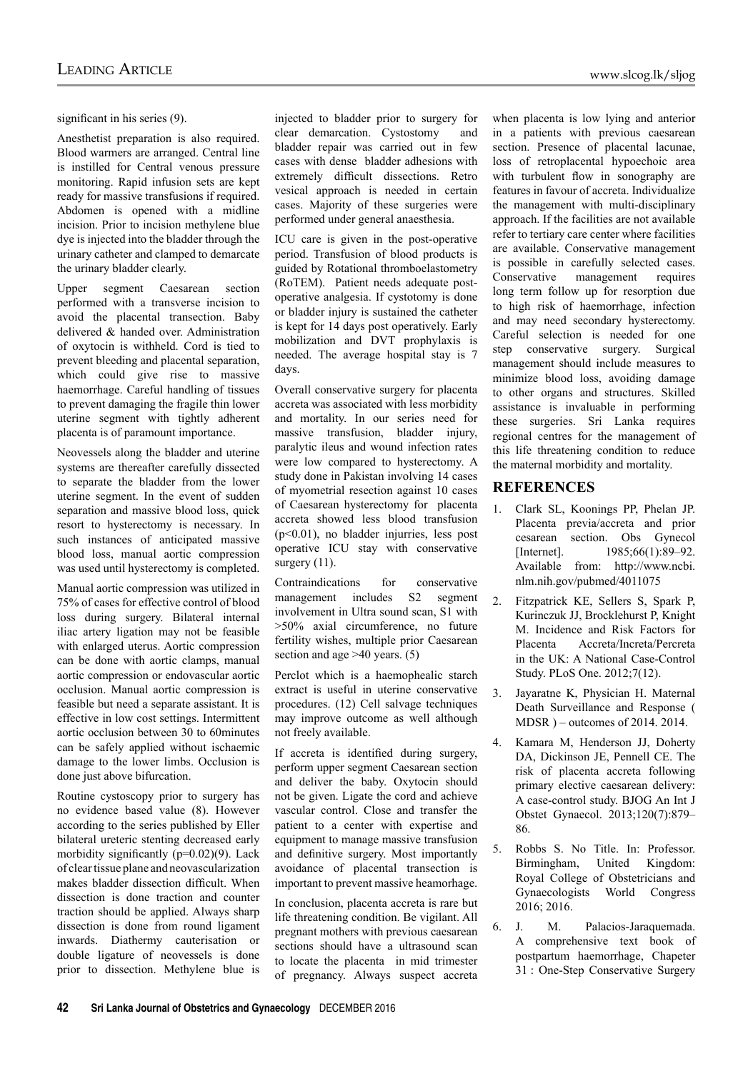significant in his series (9).

Anesthetist preparation is also required. Blood warmers are arranged. Central line is instilled for Central venous pressure monitoring. Rapid infusion sets are kept ready for massive transfusions if required. Abdomen is opened with a midline incision. Prior to incision methylene blue dye is injected into the bladder through the urinary catheter and clamped to demarcate the urinary bladder clearly.

Upper segment Caesarean section performed with a transverse incision to avoid the placental transection. Baby delivered & handed over. Administration of oxytocin is withheld. Cord is tied to prevent bleeding and placental separation, which could give rise to massive haemorrhage. Careful handling of tissues to prevent damaging the fragile thin lower uterine segment with tightly adherent placenta is of paramount importance.

Neovessels along the bladder and uterine systems are thereafter carefully dissected to separate the bladder from the lower uterine segment. In the event of sudden separation and massive blood loss, quick resort to hysterectomy is necessary. In such instances of anticipated massive blood loss, manual aortic compression was used until hysterectomy is completed.

Manual aortic compression was utilized in 75% of cases for effective control of blood loss during surgery. Bilateral internal iliac artery ligation may not be feasible with enlarged uterus. Aortic compression can be done with aortic clamps, manual aortic compression or endovascular aortic occlusion. Manual aortic compression is feasible but need a separate assistant. It is effective in low cost settings. Intermittent aortic occlusion between 30 to 60minutes can be safely applied without ischaemic damage to the lower limbs. Occlusion is done just above bifurcation.

Routine cystoscopy prior to surgery has no evidence based value (8). However according to the series published by Eller bilateral ureteric stenting decreased early morbidity significantly (p=0.02)(9). Lack of clear tissue plane and neovascularization makes bladder dissection difficult. When dissection is done traction and counter traction should be applied. Always sharp dissection is done from round ligament inwards. Diathermy cauterisation or double ligature of neovessels is done prior to dissection. Methylene blue is injected to bladder prior to surgery for clear demarcation. Cystostomy and bladder repair was carried out in few cases with dense bladder adhesions with extremely difficult dissections. Retro vesical approach is needed in certain cases. Majority of these surgeries were performed under general anaesthesia.

ICU care is given in the post-operative period. Transfusion of blood products is guided by Rotational thromboelastometry (RoTEM). Patient needs adequate post-operative analgesia. If cystotomy is done or bladder injury is sustained the catheter is kept for 14 days post operatively. Early mobilization and DVT prophylaxis is needed. The average hospital stay is 7 days.

Overall conservative surgery for placenta accreta was associated with less morbidity and mortality. In our series need for massive transfusion, bladder injury, paralytic ileus and wound infection rates were low compared to hysterectomy. A study done in Pakistan involving 14 cases of myometrial resection against 10 cases of Caesarean hysterectomy for placenta accreta showed less blood transfusion (p<0.01), no bladder injurries, less post operative ICU stay with conservative surgery (11).

Contraindications for conservative management includes S2 segment involvement in Ultra sound scan, S1 with >50% axial circumference, no future fertility wishes, multiple prior Caesarean section and age >40 years. (5)

Perclot which is a haemophealic starch extract is useful in uterine conservative procedures. (12) Cell salvage techniques may improve outcome as well although not freely available.

If accreta is identified during surgery, perform upper segment Caesarean section and deliver the baby. Oxytocin should not be given. Ligate the cord and achieve vascular control. Close and transfer the patient to a center with expertise and equipment to manage massive transfusion and definitive surgery. Most importantly avoidance of placental transection is important to prevent massive heamorhage.

In conclusion, placenta accreta is rare but life threatening condition. Be vigilant. All pregnant mothers with previous caesarean sections should have a ultrasound scan to locate the placenta in mid trimester of pregnancy. Always suspect accreta when placenta is low lying and anterior in a patients with previous caesarean section. Presence of placental lacunae, loss of retroplacental hypoechoic area with turbulent flow in sonography are features in favour of accreta. Individualize the management with multi-disciplinary approach. If the facilities are not available refer to tertiary care center where facilities are available. Conservative management is possible in carefully selected cases. Conservative management requires long term follow up for resorption due to high risk of haemorrhage, infection and may need secondary hysterectomy. Careful selection is needed for one step conservative surgery. Surgical management should include measures to minimize blood loss, avoiding damage to other organs and structures. Skilled assistance is invaluable in performing these surgeries. Sri Lanka requires regional centres for the management of this life threatening condition to reduce the maternal morbidity and mortality.

## REFERENCES

1. Clark SL, Koonings PP, Phelan JP. Placenta previa/accreta and prior cesarean section. Obs Gynecol [Internet]. 1985;66(1):89–92. Available from: http://www.ncbi.nlm.nih.gov/pubmed/4011075
2. Fitzpatrick KE, Sellers S, Spark P, Kurinczuk JJ, Brocklehurst P, Knight M. Incidence and Risk Factors for Placenta Accreta/Increta/Percreta in the UK: A National Case-Control Study. PLoS One. 2012;7(12).
3. Jayaratne K, Physician H. Maternal Death Surveillance and Response ( MDSR ) – outcomes of 2014. 2014.
4. Kamara M, Henderson JJ, Doherty DA, Dickinson JE, Pennell CE. The risk of placenta accreta following primary elective caesarean delivery: A case-control study. BJOG An Int J Obstet Gynaecol. 2013;120(7):879–86.
5. Robbs S. No Title. In: Professor. Birmingham, United Kingdom: Royal College of Obstetricians and Gynaecologists World Congress 2016; 2016.
6. J. M. Palacios-Jaraquemada. A comprehensive text book of postpartum haemorrhage, Chapeter 31 : One-Step Conservative Surgery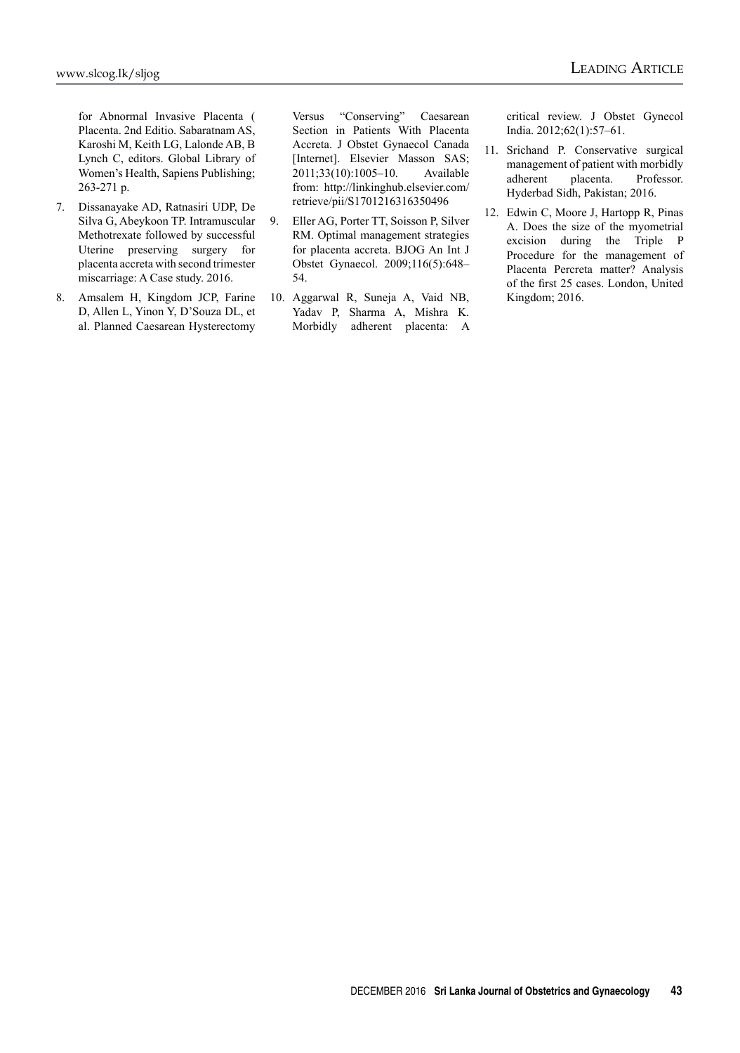for Abnormal Invasive Placenta ( Placenta. 2nd Editio. Sabaratnam AS, Karoshi M, Keith LG, Lalonde AB, B Lynch C, editors. Global Library of Women's Health, Sapiens Publishing; 263-271 p.

7. Dissanayake AD, Ratnasiri UDP, De Silva G, Abeykoon TP. Intramuscular Methotrexate followed by successful Uterine preserving surgery for placenta accreta with second trimester miscarriage: A Case study. 2016.

8. Amsalem H, Kingdom JCP, Farine D, Allen L, Yinon Y, D'Souza DL, et al. Planned Caesarean Hysterectomy Versus "Conserving" Caesarean Section in Patients With Placenta Accreta. J Obstet Gynaecol Canada [Internet]. Elsevier Masson SAS; 2011;33(10):1005–10. Available from: http://linkinghub.elsevier.com/retrieve/pii/S1701216316350496

9. Eller AG, Porter TT, Soisson P, Silver RM. Optimal management strategies for placenta accreta. BJOG An Int J Obstet Gynaecol. 2009;116(5):648–54.

10. Aggarwal R, Suneja A, Vaid NB, Yadav P, Sharma A, Mishra K. Morbidly adherent placenta: A critical review. J Obstet Gynecol India. 2012;62(1):57–61.

11. Srichand P. Conservative surgical management of patient with morbidly adherent placenta. Professor. Hyderbad Sidh, Pakistan; 2016.

12. Edwin C, Moore J, Hartopp R, Pinas A. Does the size of the myometrial excision during the Triple P Procedure for the management of Placenta Percreta matter? Analysis of the first 25 cases. London, United Kingdom; 2016.